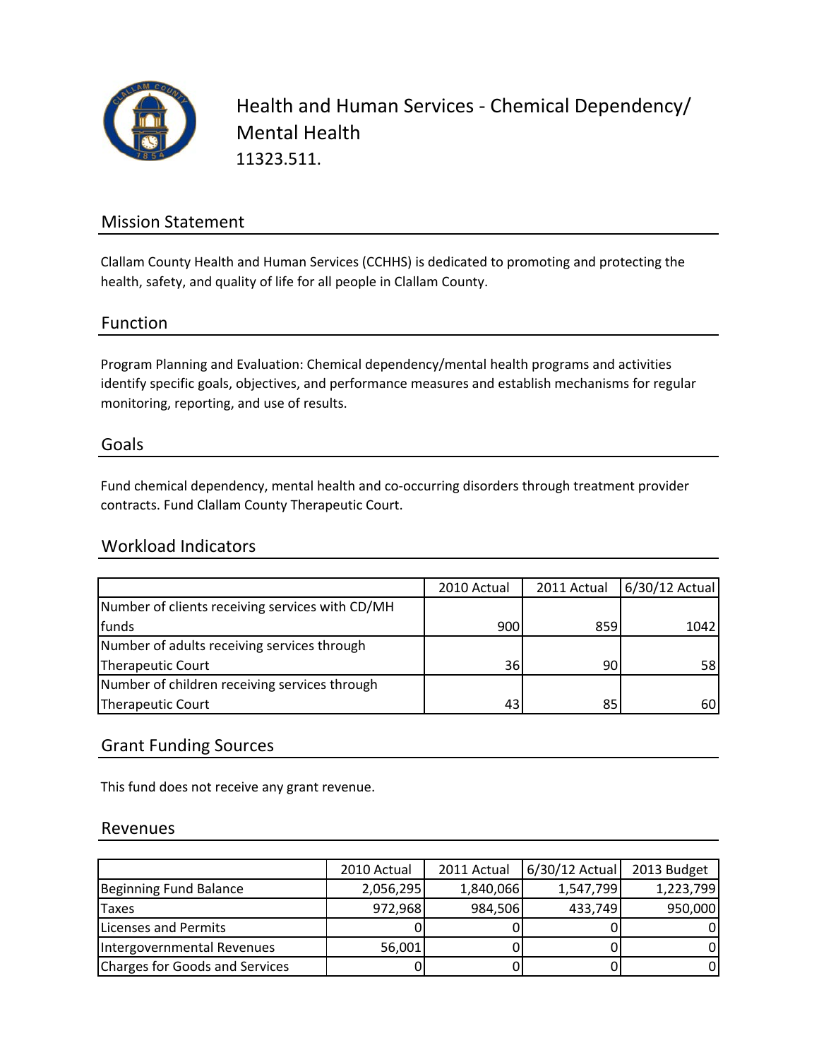# Health and Human Services - Chemical Dependency/ Mental Health

11323.511.

## Mission Statement

Clallam County Health and Human Services (CCHHS) is dedicated to promoting and protecting the health, safety, and quality of life for all people in Clallam County.

## Function

Program Planning and Evaluation: Chemical dependency/mental health programs and activities identify specific goals, objectives, and performance measures and establish mechanisms for regular monitoring, reporting, and use of results.

## Goals

Fund chemical dependency, mental health and co-occurring disorders through treatment provider contracts. Fund Clallam County Therapeutic Court.

## Workload Indicators

| | 2010 Actual | 2011 Actual | 6/30/12 Actual |
|---|---|---|---|
| Number of clients receiving services with CD/MH funds | 900 | 859 | 1042 |
| Number of adults receiving services through Therapeutic Court | 36 | 90 | 58 |
| Number of children receiving services through Therapeutic Court | 43 | 85 | 60 |

## Grant Funding Sources

This fund does not receive any grant revenue.

## Revenues

| | 2010 Actual | 2011 Actual | 6/30/12 Actual | 2013 Budget |
|---|---|---|---|---|
| Beginning Fund Balance | 2,056,295 | 1,840,066 | 1,547,799 | 1,223,799 |
| Taxes | 972,968 | 984,506 | 433,749 | 950,000 |
| Licenses and Permits | 0 | 0 | 0 | 0 |
| Intergovernmental Revenues | 56,001 | 0 | 0 | 0 |
| Charges for Goods and Services | 0 | 0 | 0 | 0 |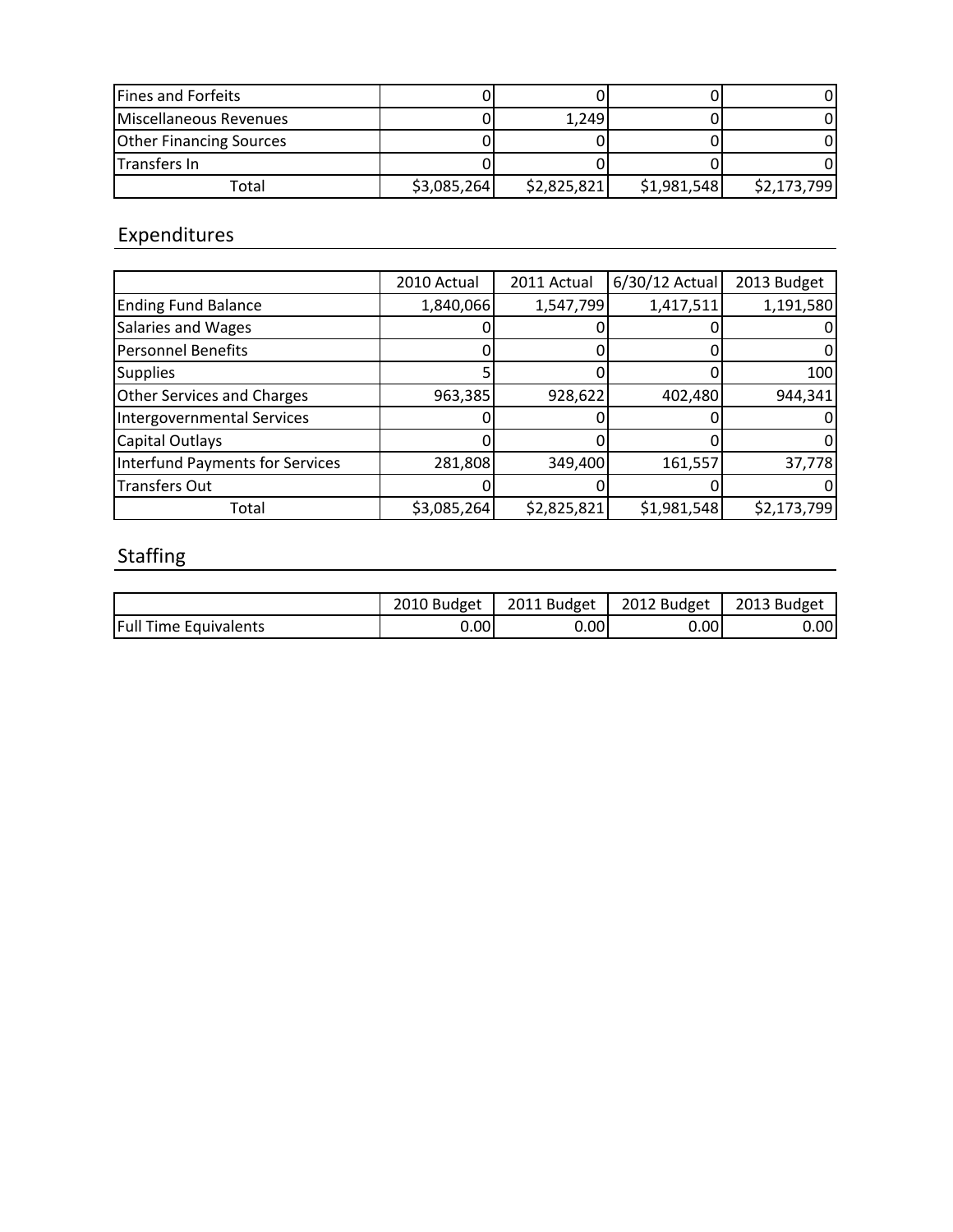| | | | | |
|---|---|---|---|---|
| Fines and Forfeits | 0 | 0 | 0 | 0 |
| Miscellaneous Revenues | 0 | 1,249 | 0 | 0 |
| Other Financing Sources | 0 | 0 | 0 | 0 |
| Transfers In | 0 | 0 | 0 | 0 |
| Total | $3,085,264 | $2,825,821 | $1,981,548 | $2,173,799 |

## Expenditures

| | 2010 Actual | 2011 Actual | 6/30/12 Actual | 2013 Budget |
|---|---|---|---|---|
| Ending Fund Balance | 1,840,066 | 1,547,799 | 1,417,511 | 1,191,580 |
| Salaries and Wages | 0 | 0 | 0 | 0 |
| Personnel Benefits | 0 | 0 | 0 | 0 |
| Supplies | 5 | 0 | 0 | 100 |
| Other Services and Charges | 963,385 | 928,622 | 402,480 | 944,341 |
| Intergovernmental Services | 0 | 0 | 0 | 0 |
| Capital Outlays | 0 | 0 | 0 | 0 |
| Interfund Payments for Services | 281,808 | 349,400 | 161,557 | 37,778 |
| Transfers Out | 0 | 0 | 0 | 0 |
| Total | $3,085,264 | $2,825,821 | $1,981,548 | $2,173,799 |

## Staffing

| | 2010 Budget | 2011 Budget | 2012 Budget | 2013 Budget |
|---|---|---|---|---|
| Full Time Equivalents | 0.00 | 0.00 | 0.00 | 0.00 |